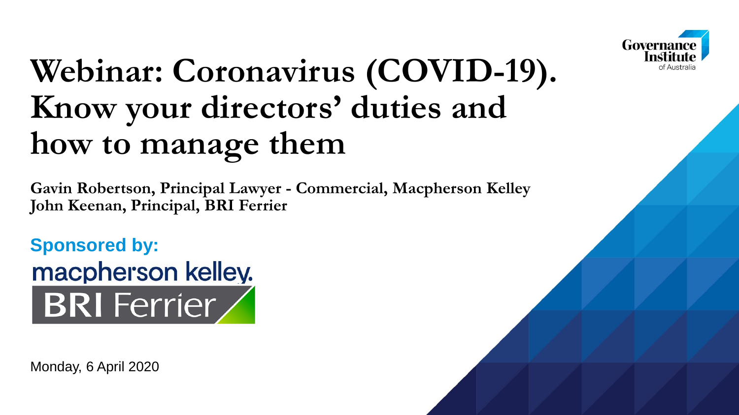Governance Institute of Australia

# Webinar: Coronavirus (COVID-19). Know your directors' duties and how to manage them

**Gavin Robertson, Principal Lawyer - Commercial, Macpherson Kelley**
**John Keenan, Principal, BRI Ferrier**

**Sponsored by:**

macpherson kelley.

BRI Ferrier

Monday, 6 April 2020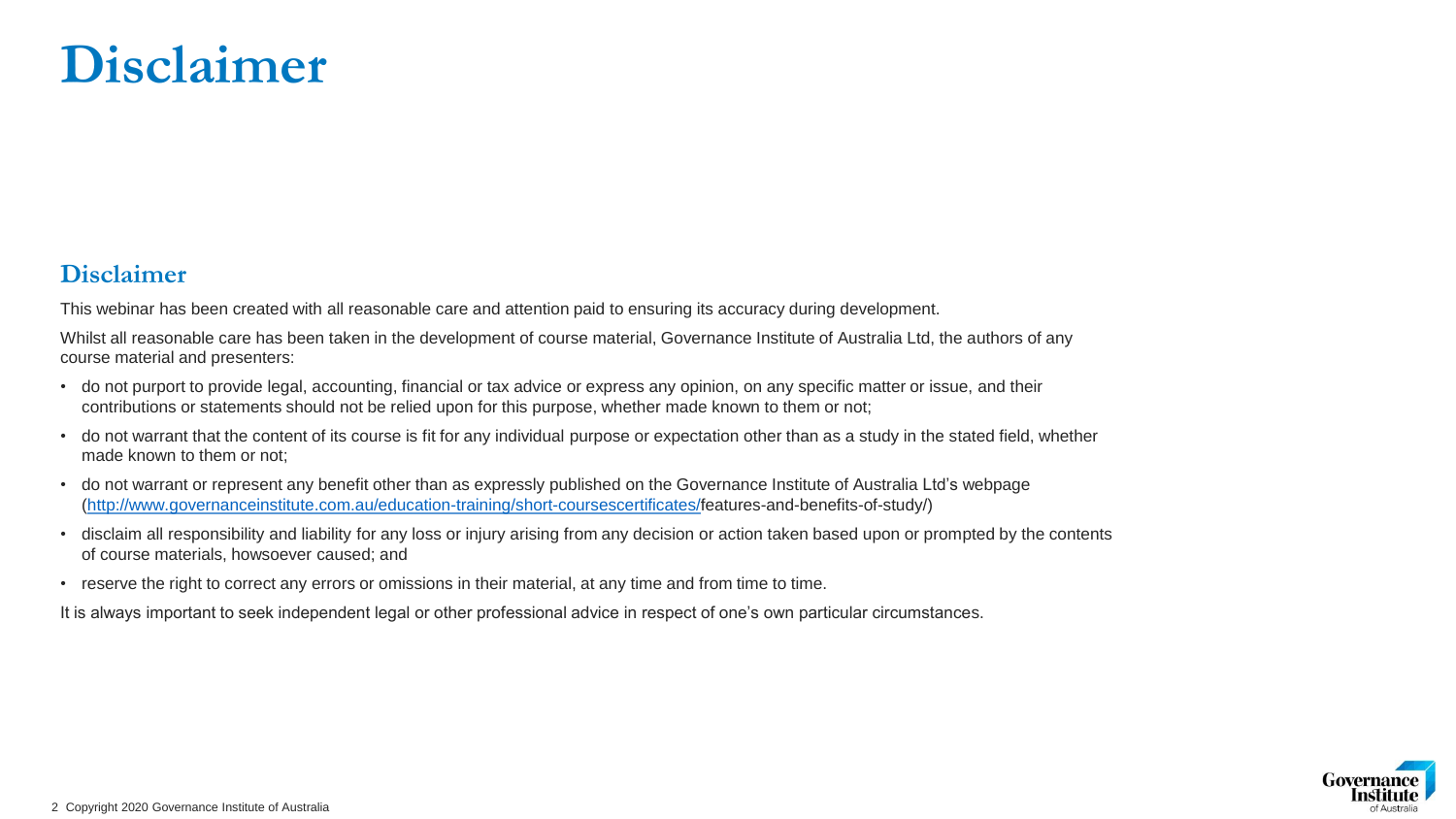# Disclaimer

## Disclaimer

This webinar has been created with all reasonable care and attention paid to ensuring its accuracy during development.

Whilst all reasonable care has been taken in the development of course material, Governance Institute of Australia Ltd, the authors of any course material and presenters:

- do not purport to provide legal, accounting, financial or tax advice or express any opinion, on any specific matter or issue, and their contributions or statements should not be relied upon for this purpose, whether made known to them or not;
- do not warrant that the content of its course is fit for any individual purpose or expectation other than as a study in the stated field, whether made known to them or not;
- do not warrant or represent any benefit other than as expressly published on the Governance Institute of Australia Ltd's webpage (http://www.governanceinstitute.com.au/education-training/short-coursescertificates/features-and-benefits-of-study/)
- disclaim all responsibility and liability for any loss or injury arising from any decision or action taken based upon or prompted by the contents of course materials, howsoever caused; and
- reserve the right to correct any errors or omissions in their material, at any time and from time to time.

It is always important to seek independent legal or other professional advice in respect of one's own particular circumstances.

Copyright 2020 Governance Institute of Australia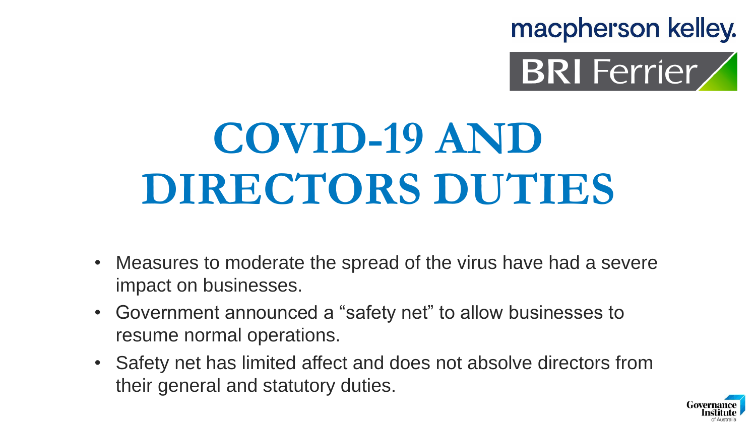# COVID-19 AND DIRECTORS DUTIES

- Measures to moderate the spread of the virus have had a severe impact on businesses.
- Government announced a “safety net” to allow businesses to resume normal operations.
- Safety net has limited affect and does not absolve directors from their general and statutory duties.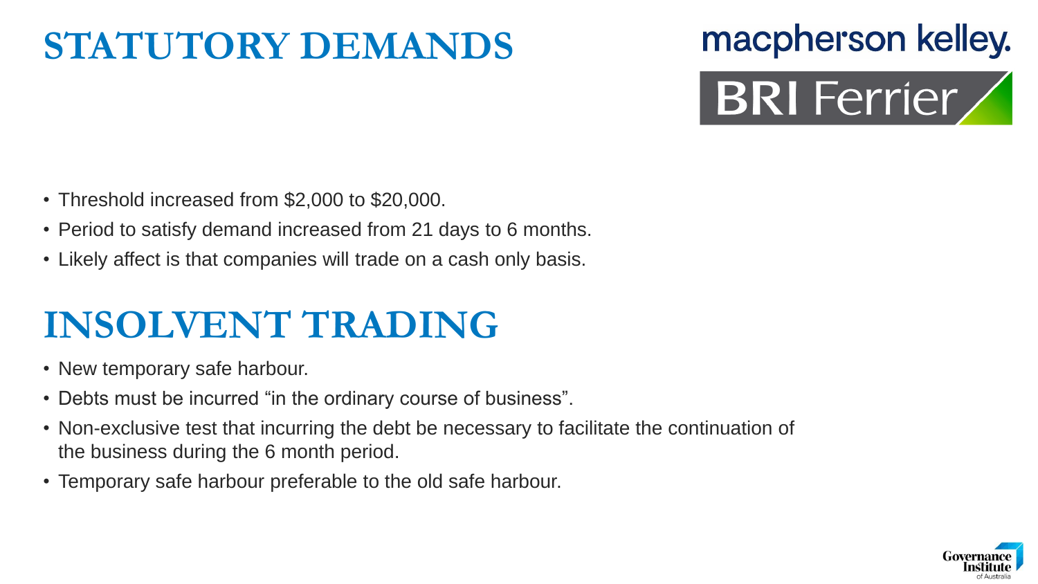# STATUTORY DEMANDS

- Threshold increased from $2,000 to $20,000.
- Period to satisfy demand increased from 21 days to 6 months.
- Likely affect is that companies will trade on a cash only basis.

# INSOLVENT TRADING

- New temporary safe harbour.
- Debts must be incurred "in the ordinary course of business".
- Non-exclusive test that incurring the debt be necessary to facilitate the continuation of the business during the 6 month period.
- Temporary safe harbour preferable to the old safe harbour.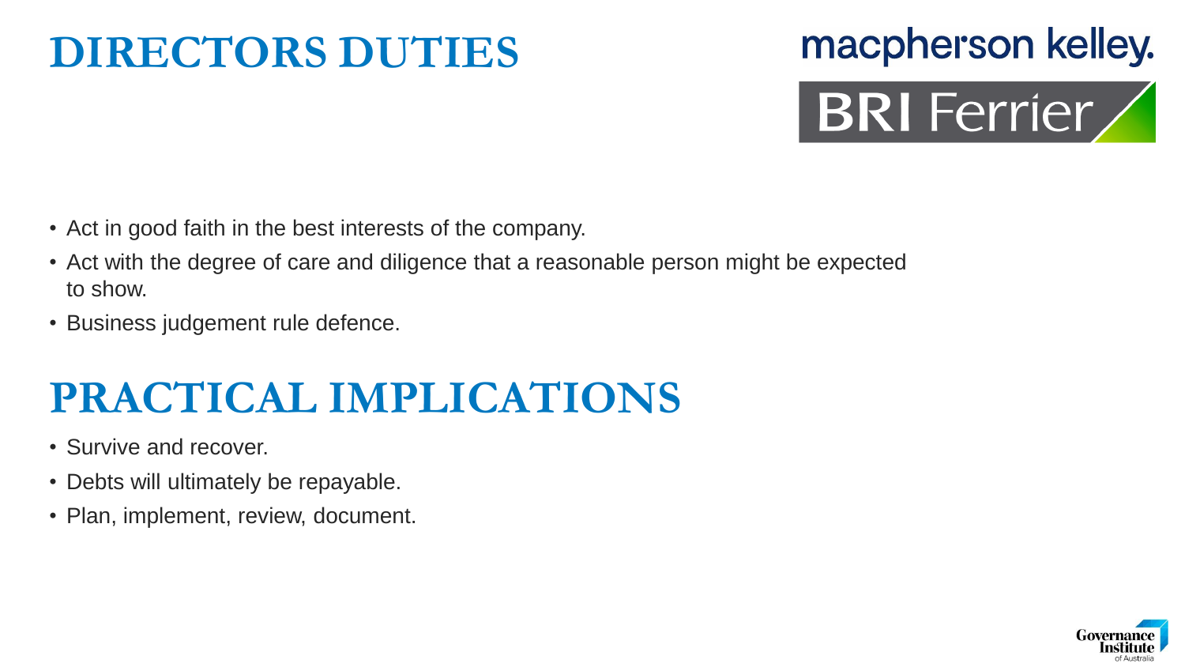# DIRECTORS DUTIES

- Act in good faith in the best interests of the company.
- Act with the degree of care and diligence that a reasonable person might be expected to show.
- Business judgement rule defence.

# PRACTICAL IMPLICATIONS

- Survive and recover.
- Debts will ultimately be repayable.
- Plan, implement, review, document.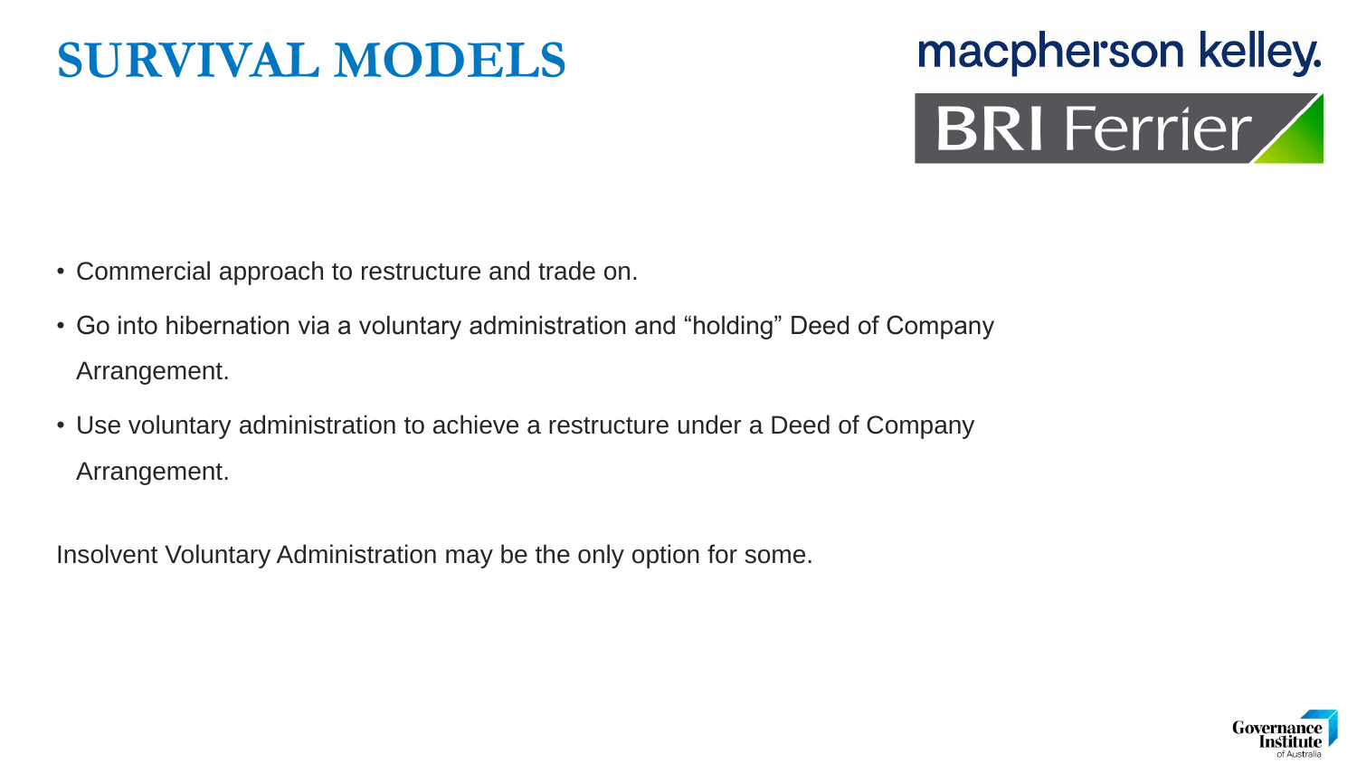# SURVIVAL MODELS

- Commercial approach to restructure and trade on.
- Go into hibernation via a voluntary administration and “holding” Deed of Company Arrangement.
- Use voluntary administration to achieve a restructure under a Deed of Company Arrangement.

Insolvent Voluntary Administration may be the only option for some.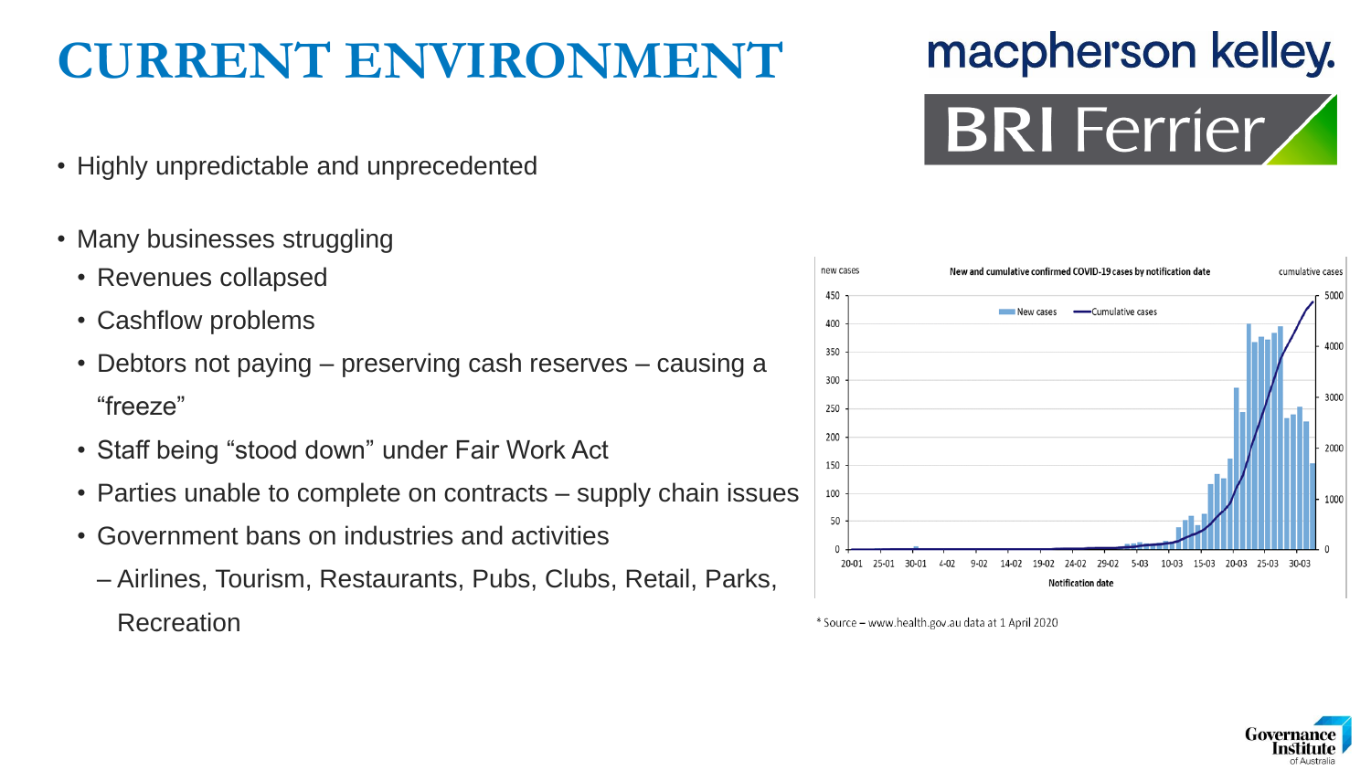# CURRENT ENVIRONMENT

- Highly unpredictable and unprecedented

- Many businesses struggling
  - Revenues collapsed
  - Cashflow problems
  - Debtors not paying – preserving cash reserves – causing a "freeze"
  - Staff being "stood down" under Fair Work Act
  - Parties unable to complete on contracts – supply chain issues
  - Government bans on industries and activities
    - Airlines, Tourism, Restaurants, Pubs, Clubs, Retail, Parks, Recreation

New and cumulative confirmed COVID-19 cases by notification date

\* Source – www.health.gov.au data at 1 April 2020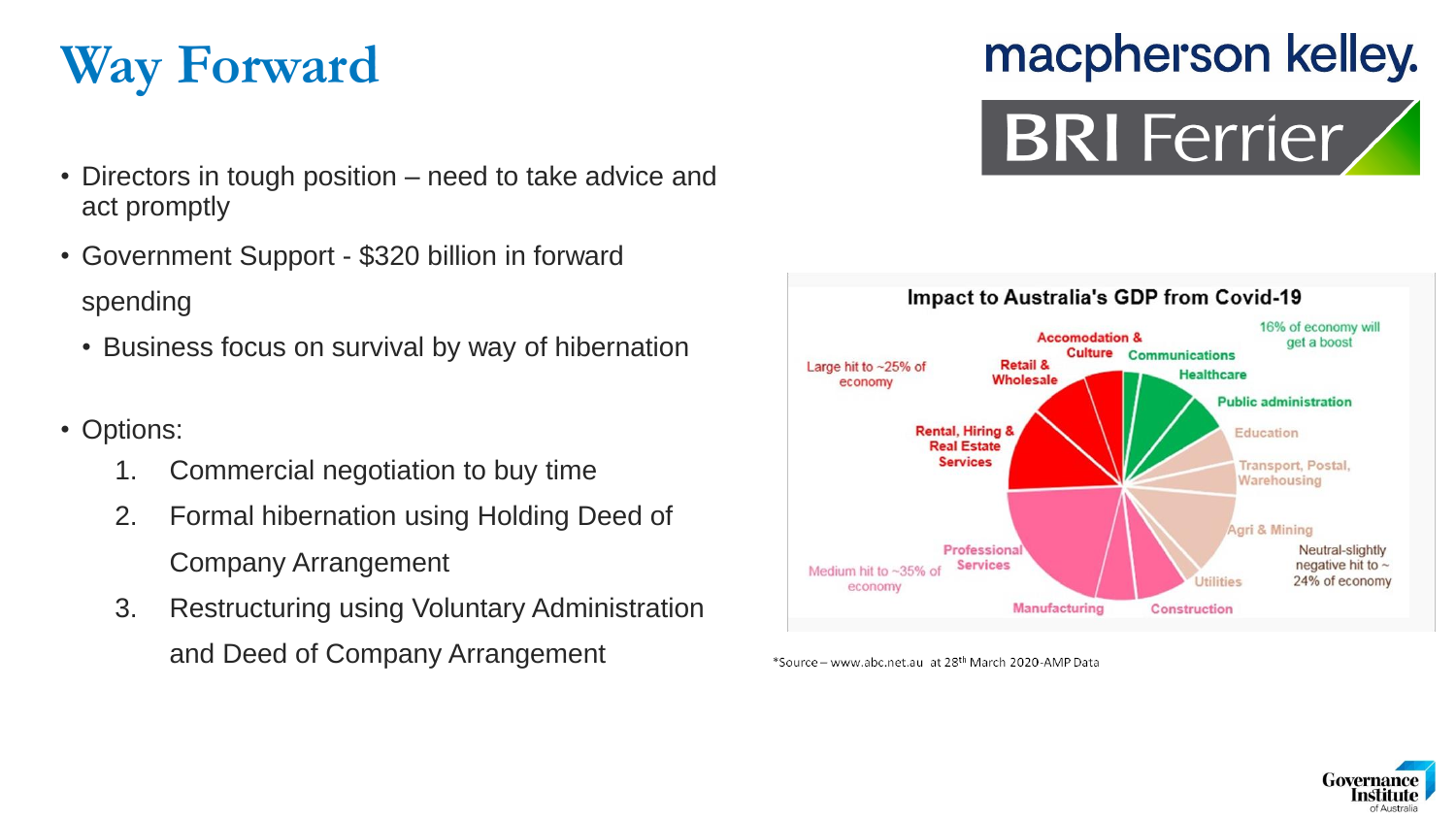# Way Forward

- Directors in tough position – need to take advice and act promptly
- Government Support - $320 billion in forward spending
  - Business focus on survival by way of hibernation
- Options:
  1. Commercial negotiation to buy time
  2. Formal hibernation using Holding Deed of Company Arrangement
  3. Restructuring using Voluntary Administration and Deed of Company Arrangement

**Impact to Australia's GDP from Covid-19**

Large hit to ~25% of economy: Accomodation & Culture; Retail & Wholesale; Rental, Hiring & Real Estate Services

16% of economy will get a boost: Communications; Healthcare; Public administration

Neutral-slightly negative hit to ~24% of economy: Education; Transport, Postal, Warehousing; Agri & Mining; Utilities

Medium hit to ~35% of economy: Professional Services; Manufacturing; Construction

*Source – www.abc.net.au at 28th March 2020-AMP Data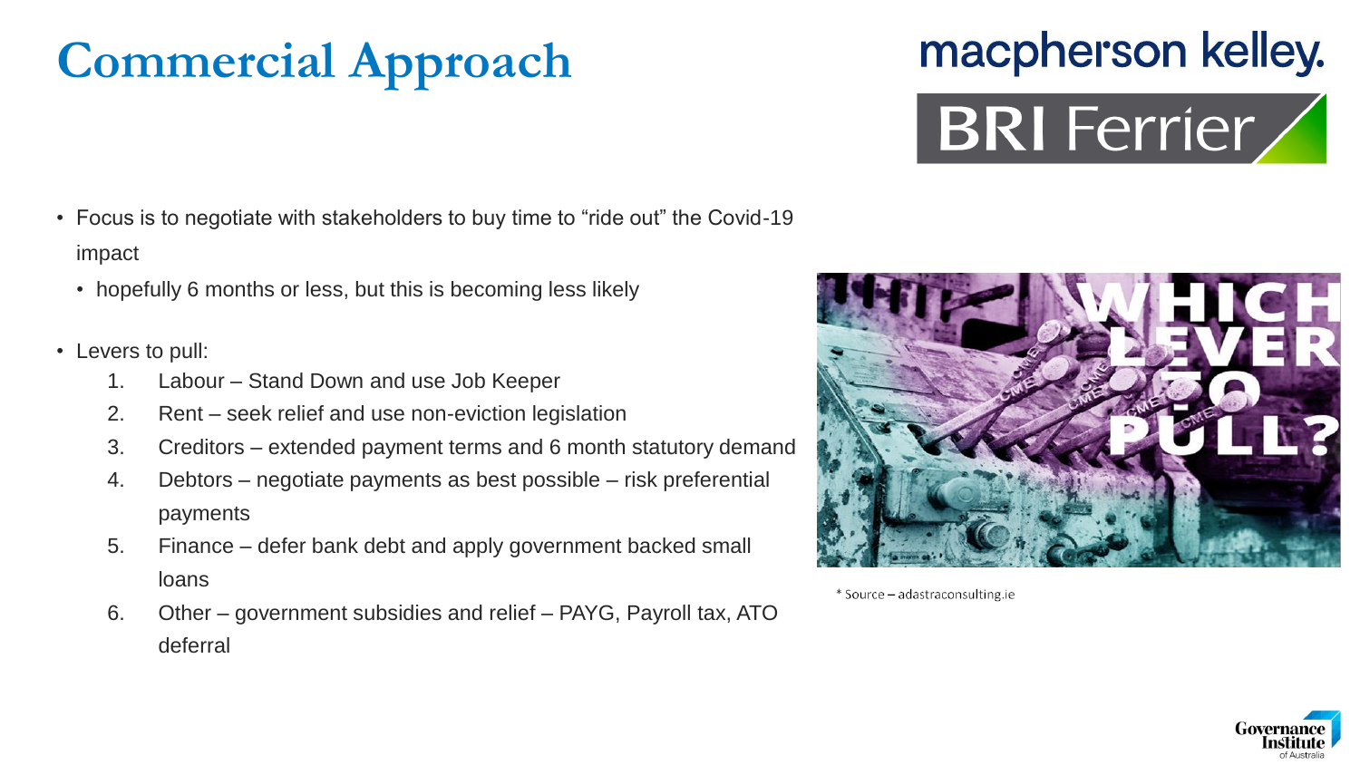# Commercial Approach

- Focus is to negotiate with stakeholders to buy time to "ride out" the Covid-19 impact
  - hopefully 6 months or less, but this is becoming less likely
- Levers to pull:
  1. Labour – Stand Down and use Job Keeper
  2. Rent – seek relief and use non-eviction legislation
  3. Creditors – extended payment terms and 6 month statutory demand
  4. Debtors – negotiate payments as best possible – risk preferential payments
  5. Finance – defer bank debt and apply government backed small loans
  6. Other – government subsidies and relief – PAYG, Payroll tax, ATO deferral

\* Source – adastraconsulting.ie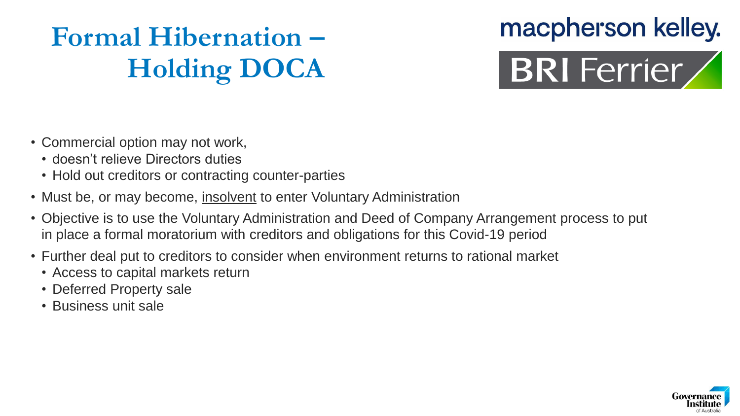# Formal Hibernation – Holding DOCA

- Commercial option may not work,
  - doesn't relieve Directors duties
  - Hold out creditors or contracting counter-parties
- Must be, or may become, <u>insolvent</u> to enter Voluntary Administration
- Objective is to use the Voluntary Administration and Deed of Company Arrangement process to put in place a formal moratorium with creditors and obligations for this Covid-19 period
- Further deal put to creditors to consider when environment returns to rational market
  - Access to capital markets return
  - Deferred Property sale
  - Business unit sale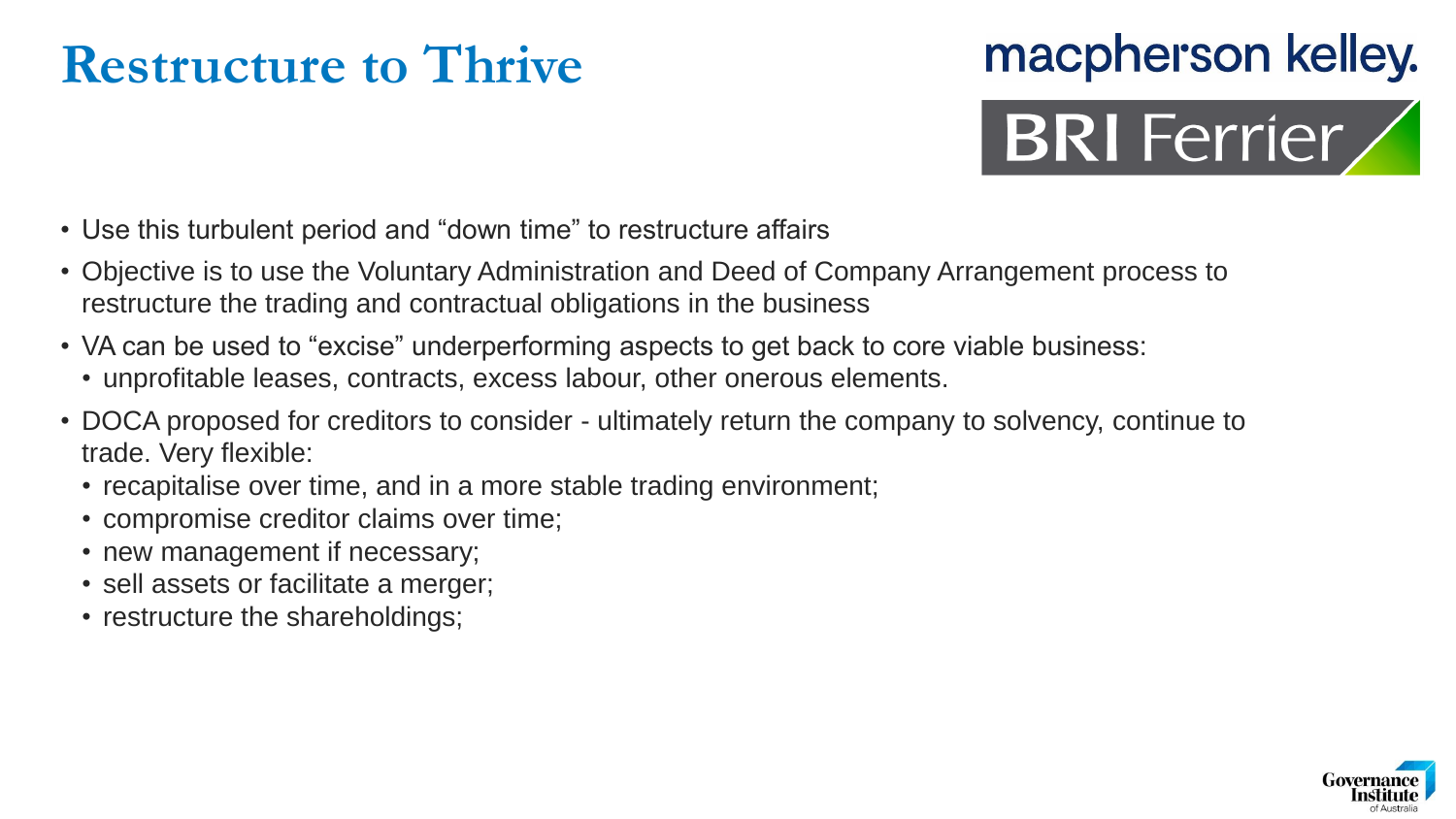# Restructure to Thrive

- Use this turbulent period and "down time" to restructure affairs
- Objective is to use the Voluntary Administration and Deed of Company Arrangement process to restructure the trading and contractual obligations in the business
- VA can be used to "excise" underperforming aspects to get back to core viable business:
  - unprofitable leases, contracts, excess labour, other onerous elements.
- DOCA proposed for creditors to consider - ultimately return the company to solvency, continue to trade. Very flexible:
  - recapitalise over time, and in a more stable trading environment;
  - compromise creditor claims over time;
  - new management if necessary;
  - sell assets or facilitate a merger;
  - restructure the shareholdings;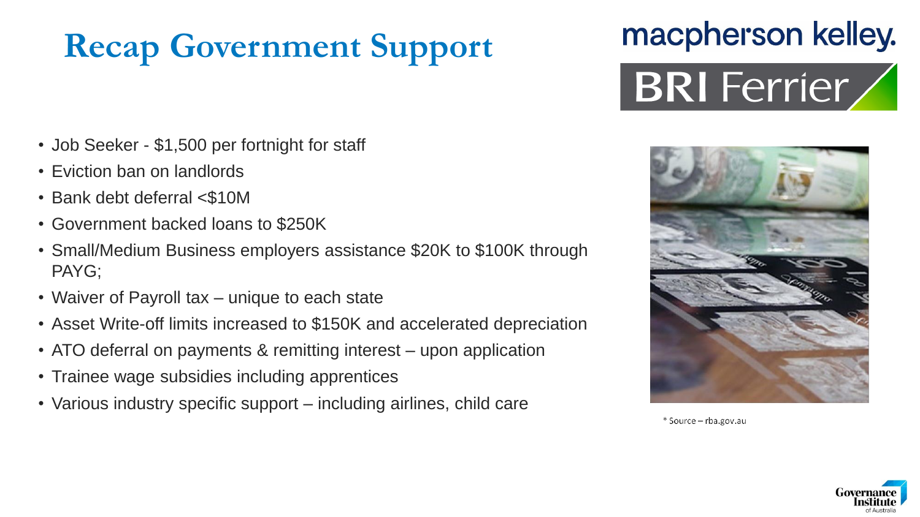# Recap Government Support

- Job Seeker - $1,500 per fortnight for staff
- Eviction ban on landlords
- Bank debt deferral <$10M
- Government backed loans to $250K
- Small/Medium Business employers assistance $20K to $100K through PAYG;
- Waiver of Payroll tax – unique to each state
- Asset Write-off limits increased to $150K and accelerated depreciation
- ATO deferral on payments & remitting interest – upon application
- Trainee wage subsidies including apprentices
- Various industry specific support – including airlines, child care

* Source – rba.gov.au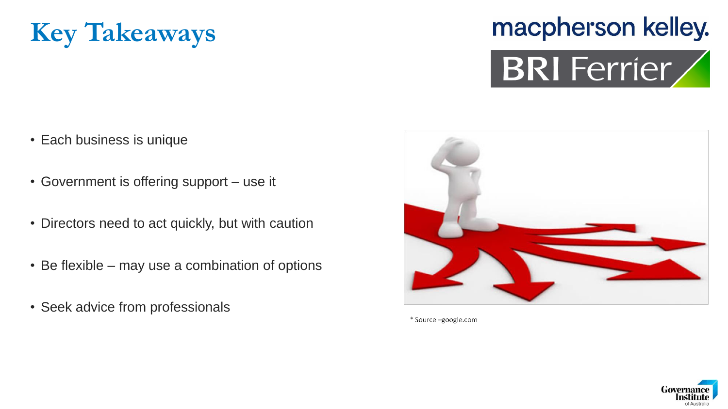# Key Takeaways

- Each business is unique
- Government is offering support – use it
- Directors need to act quickly, but with caution
- Be flexible – may use a combination of options
- Seek advice from professionals

* Source –google.com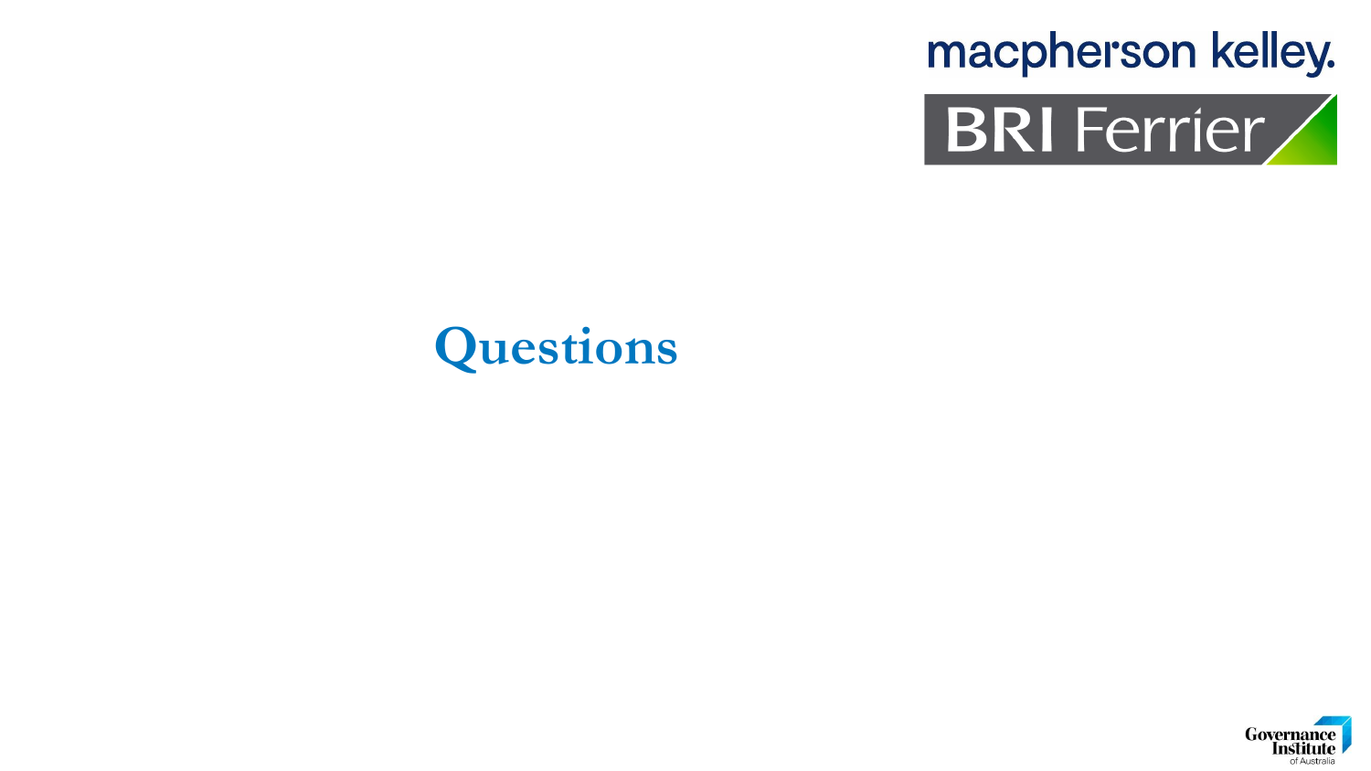# Questions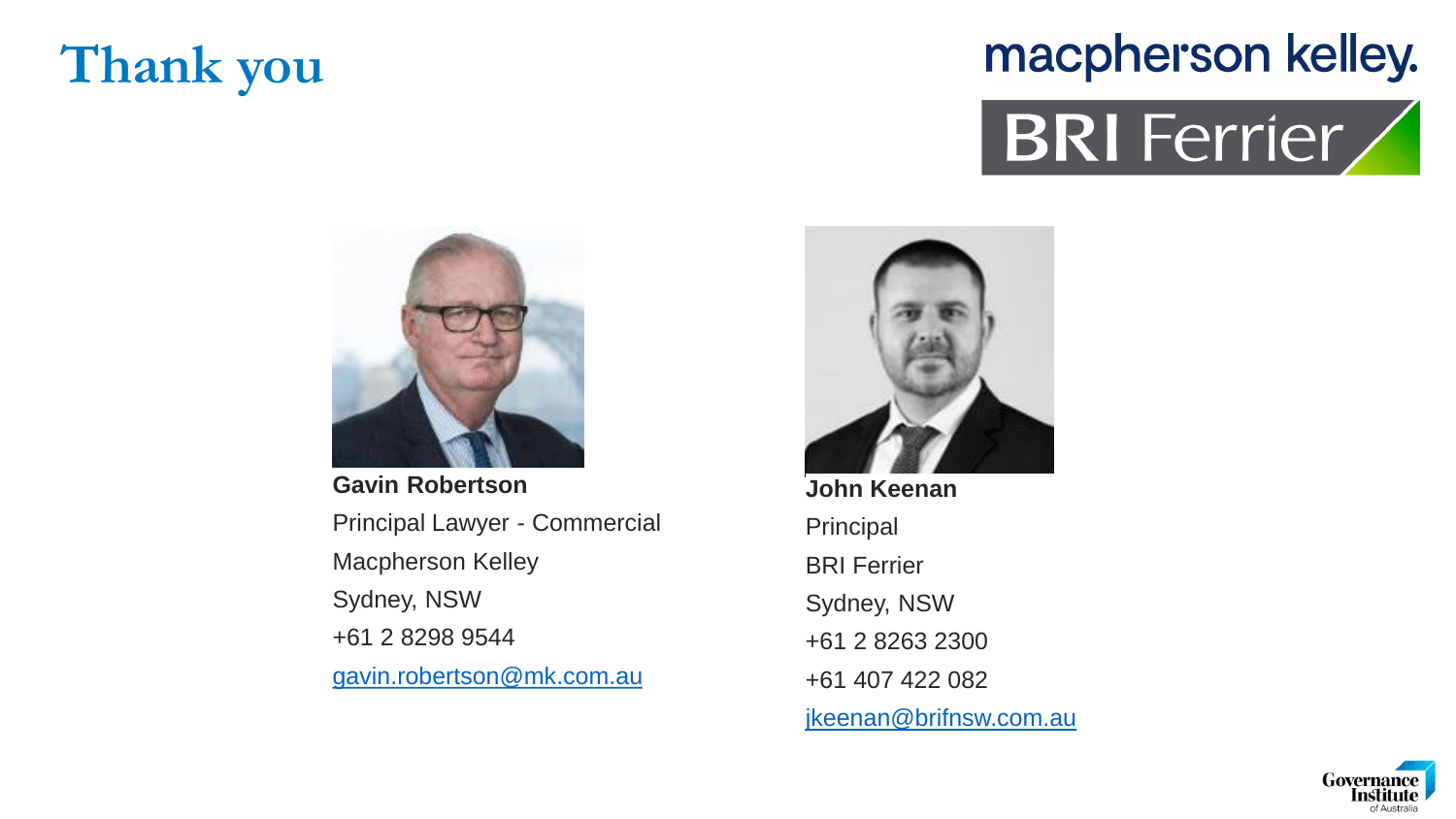# Thank you

macpherson kelley.

BRI Ferrier

**Gavin Robertson**
Principal Lawyer - Commercial
Macpherson Kelley
Sydney, NSW
+61 2 8298 9544
gavin.robertson@mk.com.au

**John Keenan**
Principal
BRI Ferrier
Sydney, NSW
+61 2 8263 2300
+61 407 422 082
jkeenan@brifnsw.com.au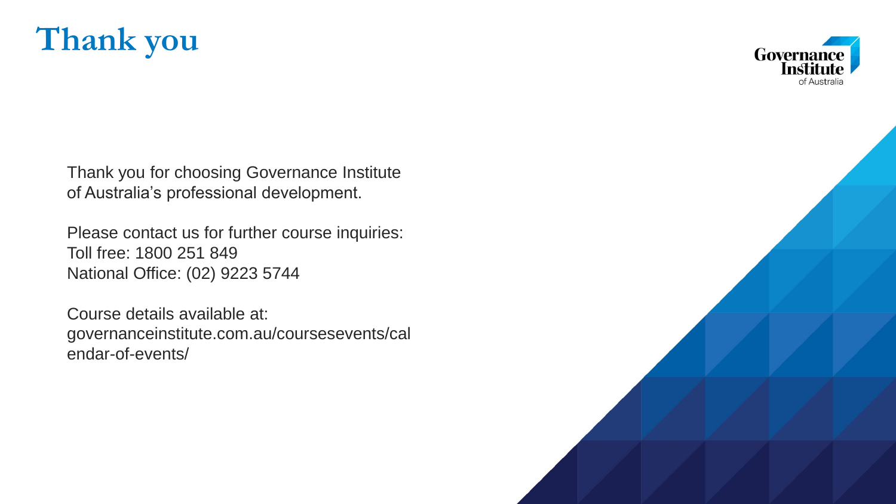# Thank you

Governance Institute of Australia

Thank you for choosing Governance Institute of Australia's professional development.

Please contact us for further course inquiries:
Toll free: 1800 251 849
National Office: (02) 9223 5744

Course details available at:
governanceinstitute.com.au/coursesevents/calendar-of-events/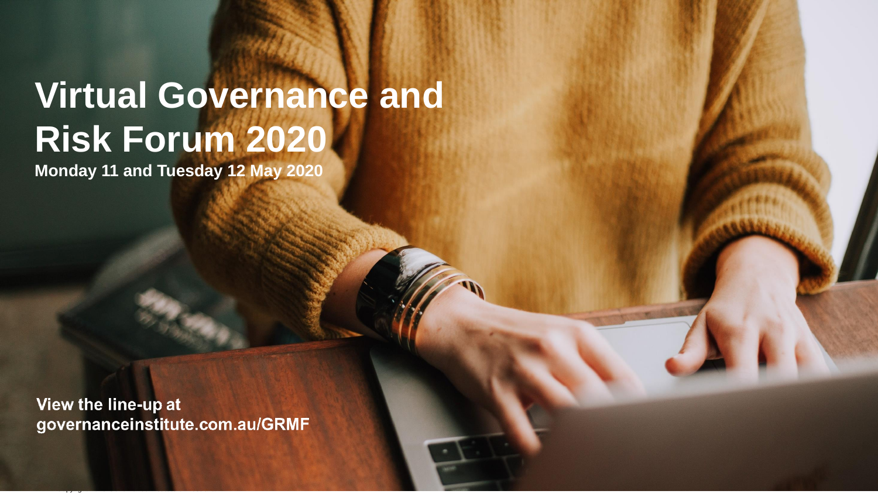# Virtual Governance and Risk Forum 2020

**Monday 11 and Tuesday 12 May 2020**

**View the line-up at governanceinstitute.com.au/GRMF**